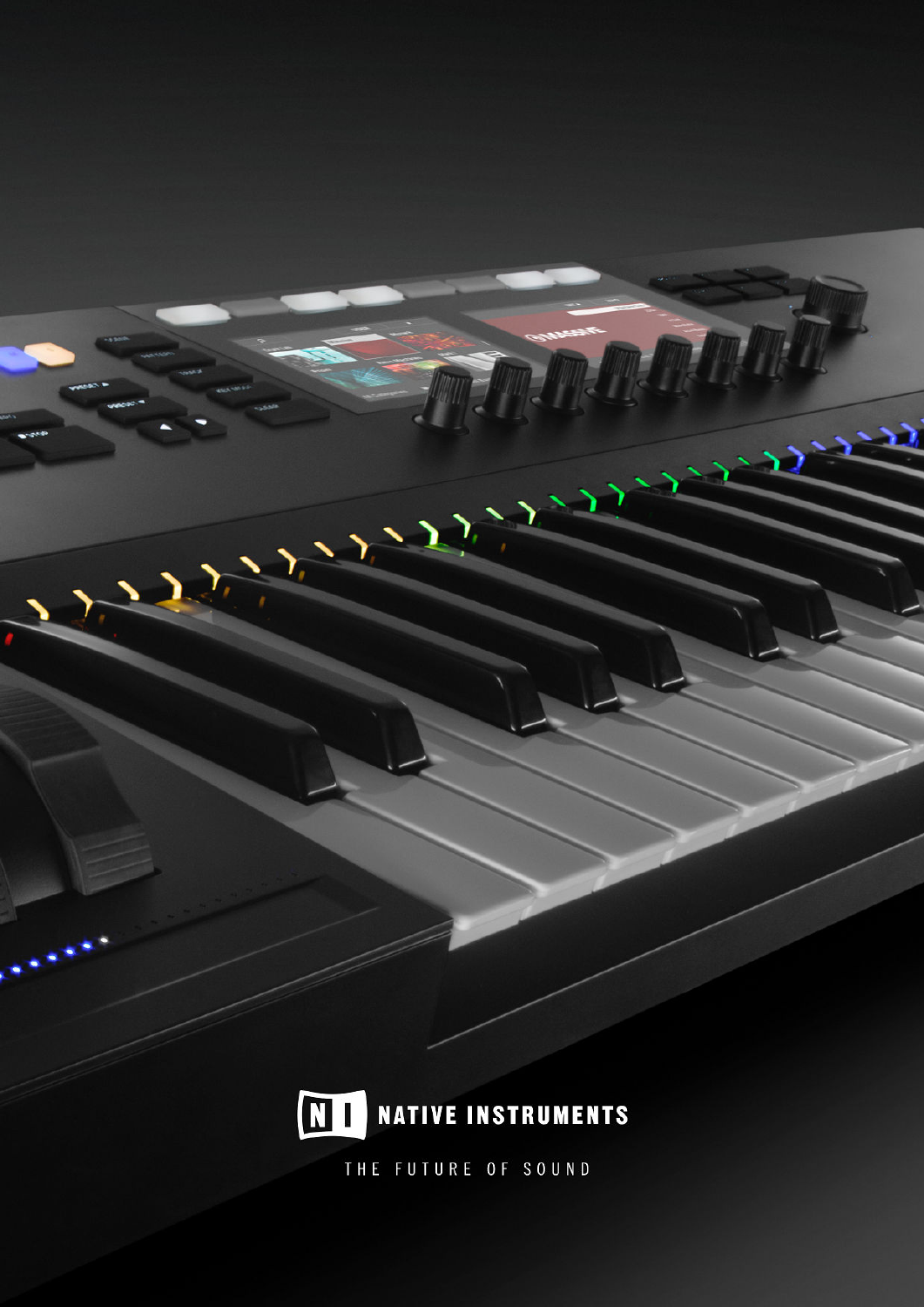NATIVE INSTRUMENTS

THE FUTURE OF SOUND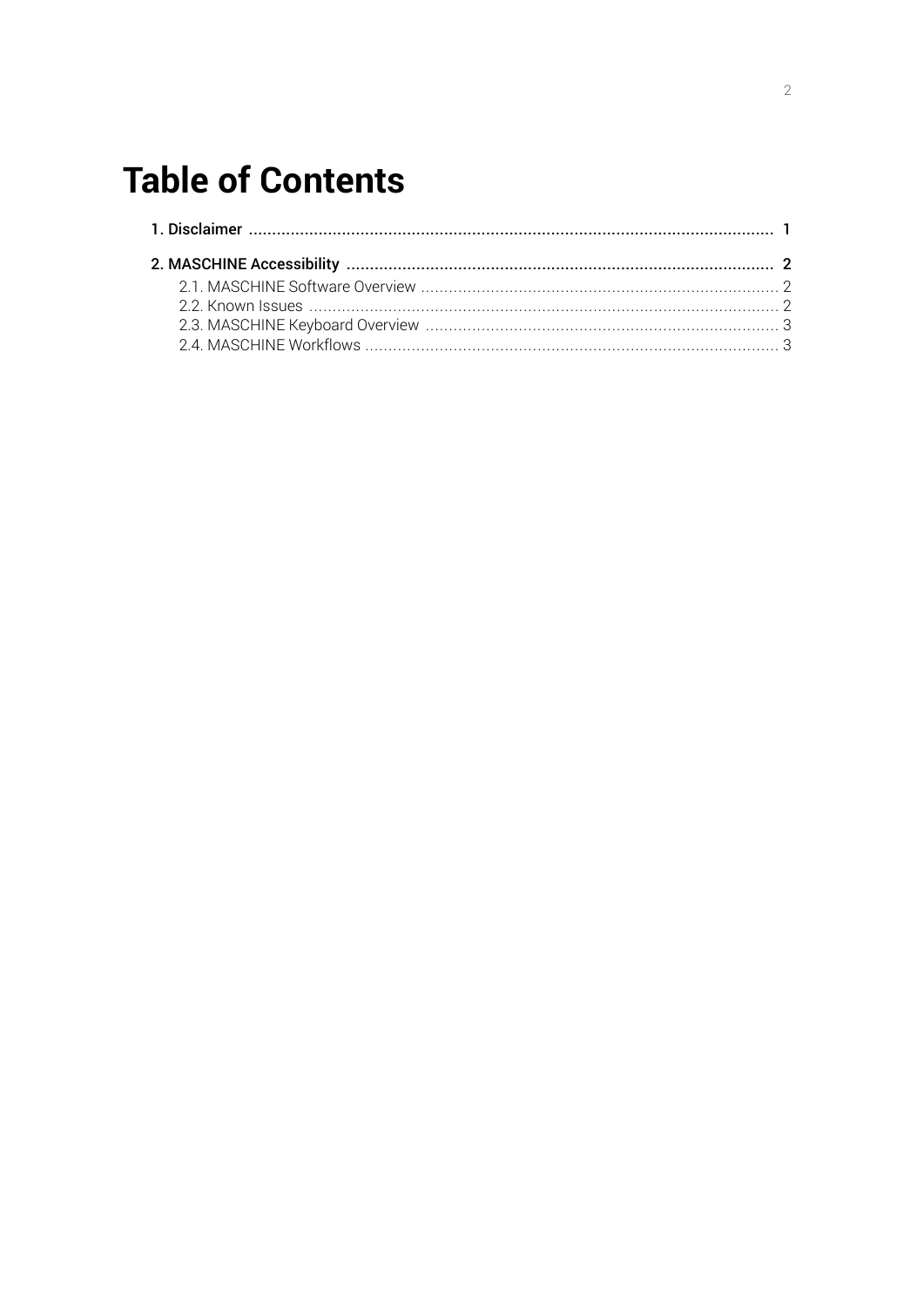# Table of Contents

1. Disclaimer ........................................................................................................ 1

2. MASCHINE Accessibility ................................................................................... 2
   - 2.1. MASCHINE Software Overview ..................................................................... 2
   - 2.2. Known Issues ............................................................................................ 2
   - 2.3. MASCHINE Keyboard Overview ................................................................... 3
   - 2.4. MASCHINE Workflows ................................................................................ 3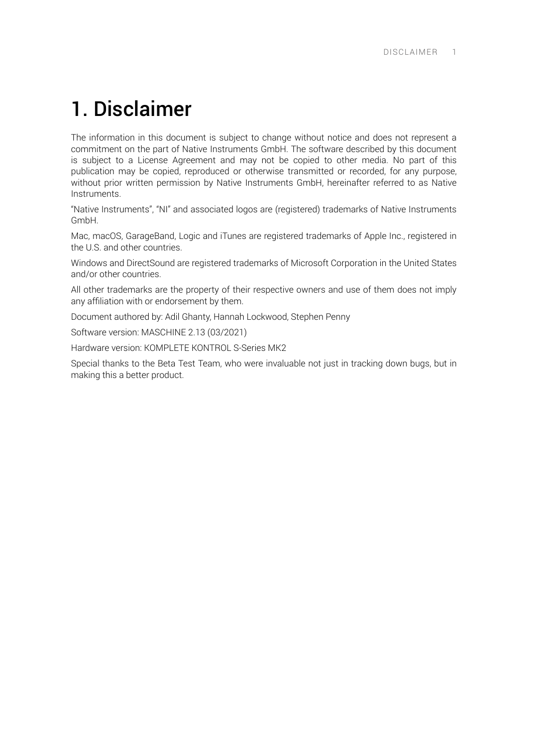# 1. Disclaimer

The information in this document is subject to change without notice and does not represent a commitment on the part of Native Instruments GmbH. The software described by this document is subject to a License Agreement and may not be copied to other media. No part of this publication may be copied, reproduced or otherwise transmitted or recorded, for any purpose, without prior written permission by Native Instruments GmbH, hereinafter referred to as Native Instruments.

“Native Instruments”, “NI” and associated logos are (registered) trademarks of Native Instruments GmbH.

Mac, macOS, GarageBand, Logic and iTunes are registered trademarks of Apple Inc., registered in the U.S. and other countries.

Windows and DirectSound are registered trademarks of Microsoft Corporation in the United States and/or other countries.

All other trademarks are the property of their respective owners and use of them does not imply any affiliation with or endorsement by them.

Document authored by: Adil Ghanty, Hannah Lockwood, Stephen Penny

Software version: MASCHINE 2.13 (03/2021)

Hardware version: KOMPLETE KONTROL S-Series MK2

Special thanks to the Beta Test Team, who were invaluable not just in tracking down bugs, but in making this a better product.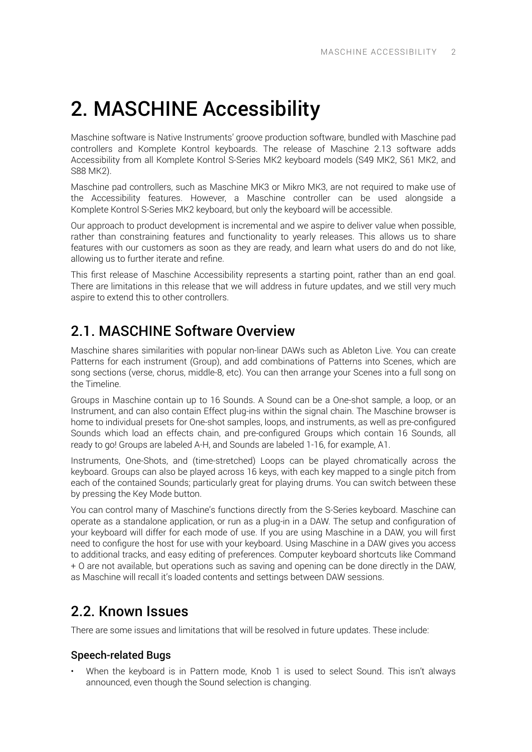# 2. MASCHINE Accessibility

Maschine software is Native Instruments' groove production software, bundled with Maschine pad controllers and Komplete Kontrol keyboards. The release of Maschine 2.13 software adds Accessibility from all Komplete Kontrol S-Series MK2 keyboard models (S49 MK2, S61 MK2, and S88 MK2).

Maschine pad controllers, such as Maschine MK3 or Mikro MK3, are not required to make use of the Accessibility features. However, a Maschine controller can be used alongside a Komplete Kontrol S-Series MK2 keyboard, but only the keyboard will be accessible.

Our approach to product development is incremental and we aspire to deliver value when possible, rather than constraining features and functionality to yearly releases. This allows us to share features with our customers as soon as they are ready, and learn what users do and do not like, allowing us to further iterate and refine.

This first release of Maschine Accessibility represents a starting point, rather than an end goal. There are limitations in this release that we will address in future updates, and we still very much aspire to extend this to other controllers.

## 2.1. MASCHINE Software Overview

Maschine shares similarities with popular non-linear DAWs such as Ableton Live. You can create Patterns for each instrument (Group), and add combinations of Patterns into Scenes, which are song sections (verse, chorus, middle-8, etc). You can then arrange your Scenes into a full song on the Timeline.

Groups in Maschine contain up to 16 Sounds. A Sound can be a One-shot sample, a loop, or an Instrument, and can also contain Effect plug-ins within the signal chain. The Maschine browser is home to individual presets for One-shot samples, loops, and instruments, as well as pre-configured Sounds which load an effects chain, and pre-configured Groups which contain 16 Sounds, all ready to go! Groups are labeled A-H, and Sounds are labeled 1-16, for example, A1.

Instruments, One-Shots, and (time-stretched) Loops can be played chromatically across the keyboard. Groups can also be played across 16 keys, with each key mapped to a single pitch from each of the contained Sounds; particularly great for playing drums. You can switch between these by pressing the Key Mode button.

You can control many of Maschine's functions directly from the S-Series keyboard. Maschine can operate as a standalone application, or run as a plug-in in a DAW. The setup and configuration of your keyboard will differ for each mode of use. If you are using Maschine in a DAW, you will first need to configure the host for use with your keyboard. Using Maschine in a DAW gives you access to additional tracks, and easy editing of preferences. Computer keyboard shortcuts like Command + O are not available, but operations such as saving and opening can be done directly in the DAW, as Maschine will recall it's loaded contents and settings between DAW sessions.

## 2.2. Known Issues

There are some issues and limitations that will be resolved in future updates. These include:

### Speech-related Bugs

- When the keyboard is in Pattern mode, Knob 1 is used to select Sound. This isn't always announced, even though the Sound selection is changing.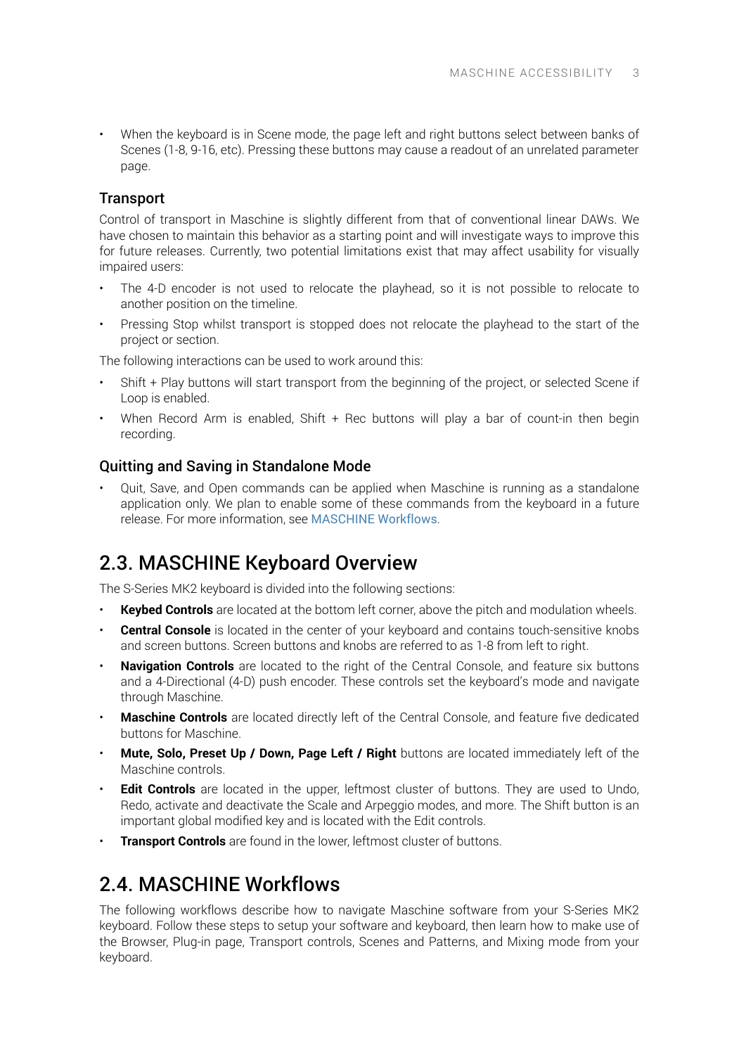- When the keyboard is in Scene mode, the page left and right buttons select between banks of Scenes (1-8, 9-16, etc). Pressing these buttons may cause a readout of an unrelated parameter page.

### Transport

Control of transport in Maschine is slightly different from that of conventional linear DAWs. We have chosen to maintain this behavior as a starting point and will investigate ways to improve this for future releases. Currently, two potential limitations exist that may affect usability for visually impaired users:

- The 4-D encoder is not used to relocate the playhead, so it is not possible to relocate to another position on the timeline.
- Pressing Stop whilst transport is stopped does not relocate the playhead to the start of the project or section.

The following interactions can be used to work around this:

- Shift + Play buttons will start transport from the beginning of the project, or selected Scene if Loop is enabled.
- When Record Arm is enabled, Shift + Rec buttons will play a bar of count-in then begin recording.

### Quitting and Saving in Standalone Mode

- Quit, Save, and Open commands can be applied when Maschine is running as a standalone application only. We plan to enable some of these commands from the keyboard in a future release. For more information, see MASCHINE Workflows.

## 2.3. MASCHINE Keyboard Overview

The S-Series MK2 keyboard is divided into the following sections:

- **Keybed Controls** are located at the bottom left corner, above the pitch and modulation wheels.
- **Central Console** is located in the center of your keyboard and contains touch-sensitive knobs and screen buttons. Screen buttons and knobs are referred to as 1-8 from left to right.
- **Navigation Controls** are located to the right of the Central Console, and feature six buttons and a 4-Directional (4-D) push encoder. These controls set the keyboard's mode and navigate through Maschine.
- **Maschine Controls** are located directly left of the Central Console, and feature five dedicated buttons for Maschine.
- **Mute, Solo, Preset Up / Down, Page Left / Right** buttons are located immediately left of the Maschine controls.
- **Edit Controls** are located in the upper, leftmost cluster of buttons. They are used to Undo, Redo, activate and deactivate the Scale and Arpeggio modes, and more. The Shift button is an important global modified key and is located with the Edit controls.
- **Transport Controls** are found in the lower, leftmost cluster of buttons.

## 2.4. MASCHINE Workflows

The following workflows describe how to navigate Maschine software from your S-Series MK2 keyboard. Follow these steps to setup your software and keyboard, then learn how to make use of the Browser, Plug-in page, Transport controls, Scenes and Patterns, and Mixing mode from your keyboard.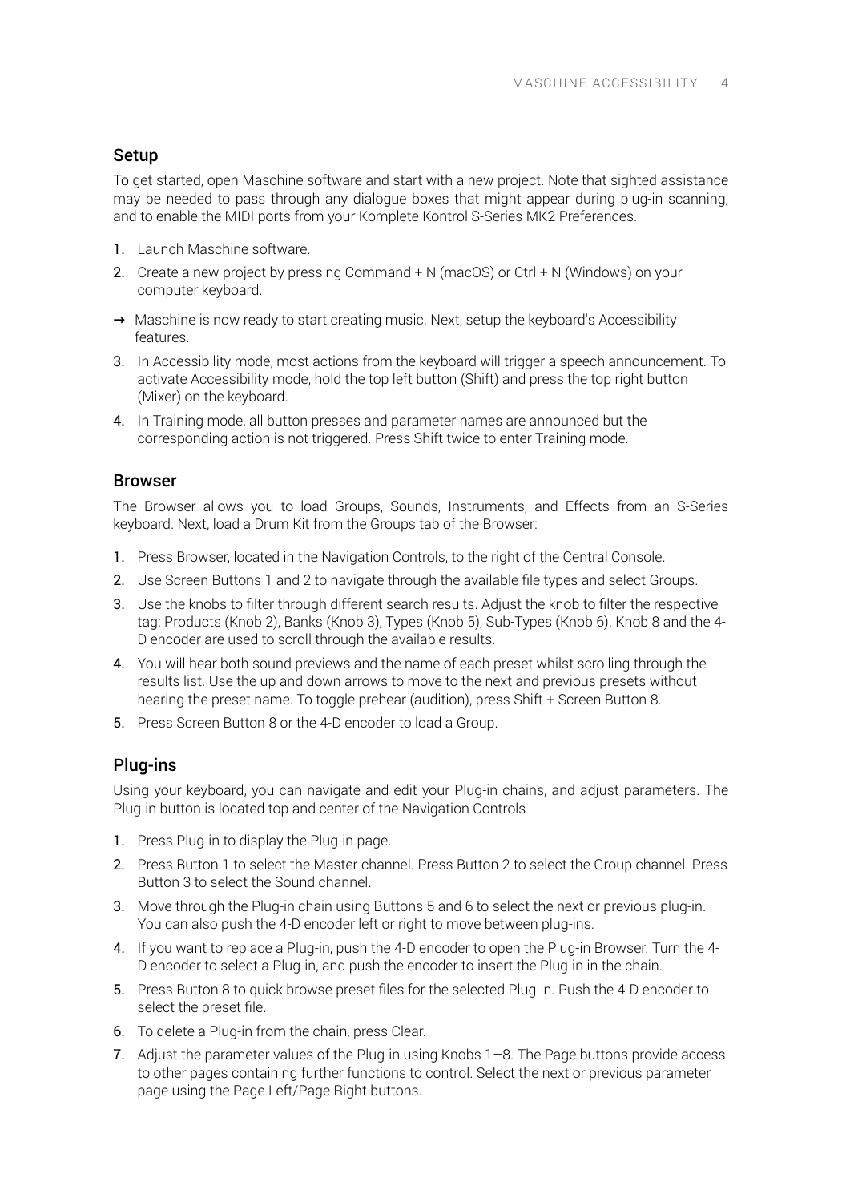## Setup

To get started, open Maschine software and start with a new project. Note that sighted assistance may be needed to pass through any dialogue boxes that might appear during plug-in scanning, and to enable the MIDI ports from your Komplete Kontrol S-Series MK2 Preferences.

1. Launch Maschine software.
2. Create a new project by pressing Command + N (macOS) or Ctrl + N (Windows) on your computer keyboard.

→ Maschine is now ready to start creating music. Next, setup the keyboard's Accessibility features.

3. In Accessibility mode, most actions from the keyboard will trigger a speech announcement. To activate Accessibility mode, hold the top left button (Shift) and press the top right button (Mixer) on the keyboard.
4. In Training mode, all button presses and parameter names are announced but the corresponding action is not triggered. Press Shift twice to enter Training mode.

## Browser

The Browser allows you to load Groups, Sounds, Instruments, and Effects from an S-Series keyboard. Next, load a Drum Kit from the Groups tab of the Browser:

1. Press Browser, located in the Navigation Controls, to the right of the Central Console.
2. Use Screen Buttons 1 and 2 to navigate through the available file types and select Groups.
3. Use the knobs to filter through different search results. Adjust the knob to filter the respective tag: Products (Knob 2), Banks (Knob 3), Types (Knob 5), Sub-Types (Knob 6). Knob 8 and the 4-D encoder are used to scroll through the available results.
4. You will hear both sound previews and the name of each preset whilst scrolling through the results list. Use the up and down arrows to move to the next and previous presets without hearing the preset name. To toggle prehear (audition), press Shift + Screen Button 8.
5. Press Screen Button 8 or the 4-D encoder to load a Group.

## Plug-ins

Using your keyboard, you can navigate and edit your Plug-in chains, and adjust parameters. The Plug-in button is located top and center of the Navigation Controls

1. Press Plug-in to display the Plug-in page.
2. Press Button 1 to select the Master channel. Press Button 2 to select the Group channel. Press Button 3 to select the Sound channel.
3. Move through the Plug-in chain using Buttons 5 and 6 to select the next or previous plug-in. You can also push the 4-D encoder left or right to move between plug-ins.
4. If you want to replace a Plug-in, push the 4-D encoder to open the Plug-in Browser. Turn the 4-D encoder to select a Plug-in, and push the encoder to insert the Plug-in in the chain.
5. Press Button 8 to quick browse preset files for the selected Plug-in. Push the 4-D encoder to select the preset file.
6. To delete a Plug-in from the chain, press Clear.
7. Adjust the parameter values of the Plug-in using Knobs 1–8. The Page buttons provide access to other pages containing further functions to control. Select the next or previous parameter page using the Page Left/Page Right buttons.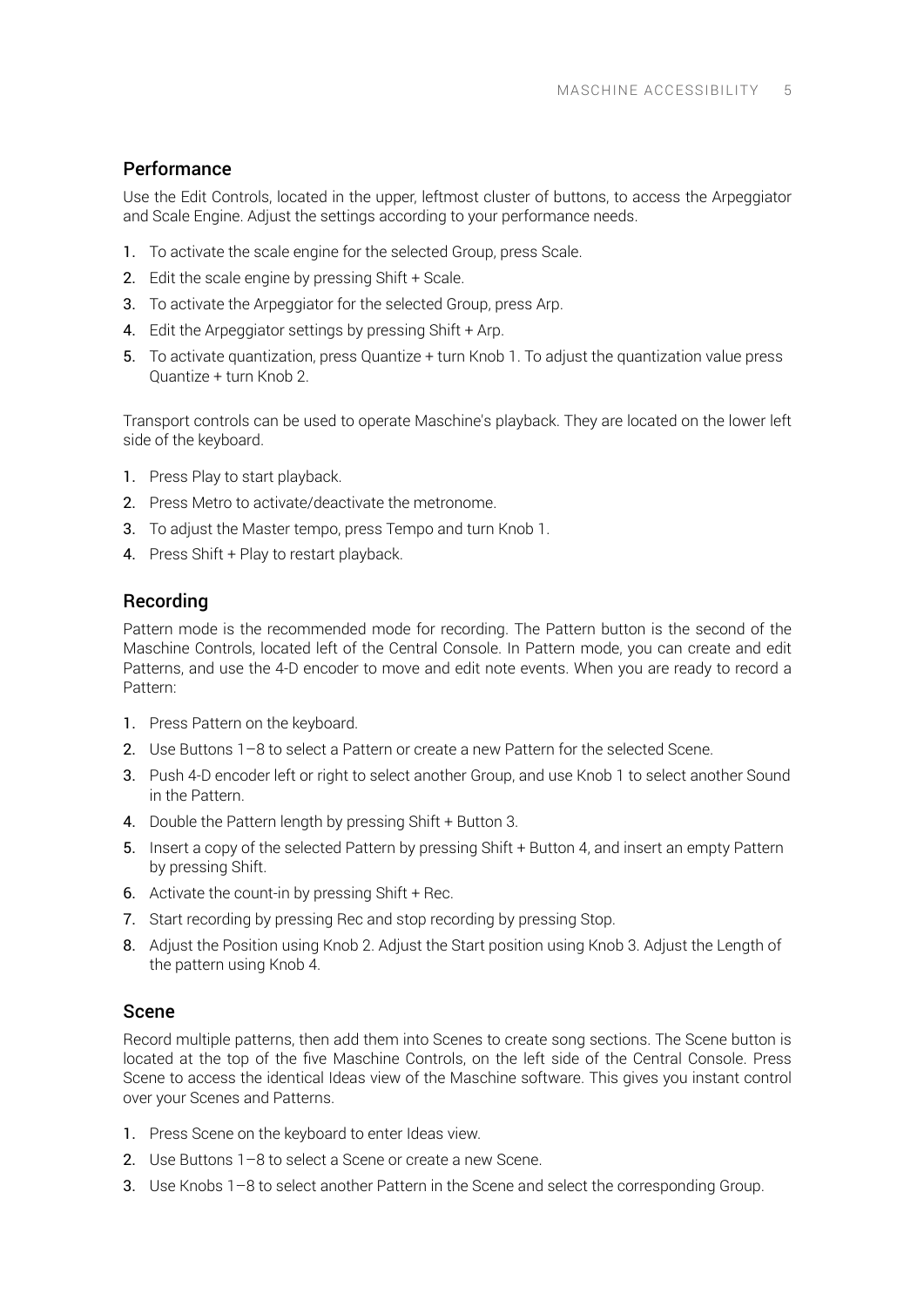## Performance

Use the Edit Controls, located in the upper, leftmost cluster of buttons, to access the Arpeggiator and Scale Engine. Adjust the settings according to your performance needs.

1. To activate the scale engine for the selected Group, press Scale.
2. Edit the scale engine by pressing Shift + Scale.
3. To activate the Arpeggiator for the selected Group, press Arp.
4. Edit the Arpeggiator settings by pressing Shift + Arp.
5. To activate quantization, press Quantize + turn Knob 1. To adjust the quantization value press Quantize + turn Knob 2.

Transport controls can be used to operate Maschine's playback. They are located on the lower left side of the keyboard.

1. Press Play to start playback.
2. Press Metro to activate/deactivate the metronome.
3. To adjust the Master tempo, press Tempo and turn Knob 1.
4. Press Shift + Play to restart playback.

## Recording

Pattern mode is the recommended mode for recording. The Pattern button is the second of the Maschine Controls, located left of the Central Console. In Pattern mode, you can create and edit Patterns, and use the 4-D encoder to move and edit note events. When you are ready to record a Pattern:

1. Press Pattern on the keyboard.
2. Use Buttons 1–8 to select a Pattern or create a new Pattern for the selected Scene.
3. Push 4-D encoder left or right to select another Group, and use Knob 1 to select another Sound in the Pattern.
4. Double the Pattern length by pressing Shift + Button 3.
5. Insert a copy of the selected Pattern by pressing Shift + Button 4, and insert an empty Pattern by pressing Shift.
6. Activate the count-in by pressing Shift + Rec.
7. Start recording by pressing Rec and stop recording by pressing Stop.
8. Adjust the Position using Knob 2. Adjust the Start position using Knob 3. Adjust the Length of the pattern using Knob 4.

## Scene

Record multiple patterns, then add them into Scenes to create song sections. The Scene button is located at the top of the five Maschine Controls, on the left side of the Central Console. Press Scene to access the identical Ideas view of the Maschine software. This gives you instant control over your Scenes and Patterns.

1. Press Scene on the keyboard to enter Ideas view.
2. Use Buttons 1–8 to select a Scene or create a new Scene.
3. Use Knobs 1–8 to select another Pattern in the Scene and select the corresponding Group.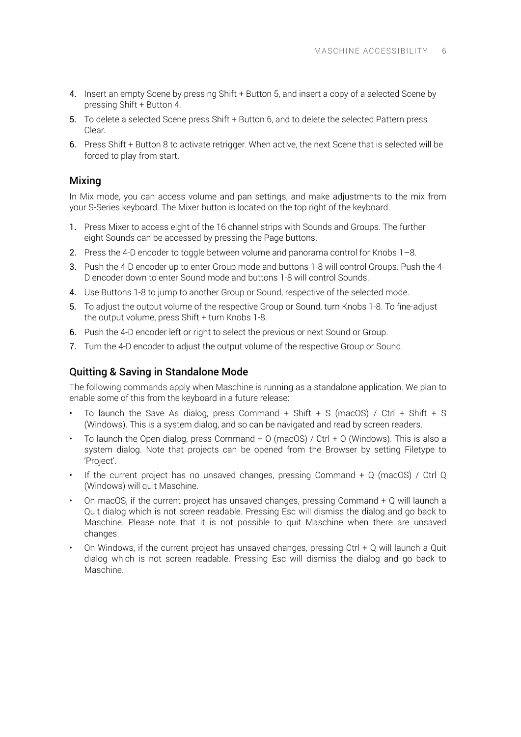4. Insert an empty Scene by pressing Shift + Button 5, and insert a copy of a selected Scene by pressing Shift + Button 4.
5. To delete a selected Scene press Shift + Button 6, and to delete the selected Pattern press Clear.
6. Press Shift + Button 8 to activate retrigger. When active, the next Scene that is selected will be forced to play from start.

## Mixing

In Mix mode, you can access volume and pan settings, and make adjustments to the mix from your S-Series keyboard. The Mixer button is located on the top right of the keyboard.

1. Press Mixer to access eight of the 16 channel strips with Sounds and Groups. The further eight Sounds can be accessed by pressing the Page buttons.
2. Press the 4-D encoder to toggle between volume and panorama control for Knobs 1–8.
3. Push the 4-D encoder up to enter Group mode and buttons 1-8 will control Groups. Push the 4-D encoder down to enter Sound mode and buttons 1-8 will control Sounds.
4. Use Buttons 1-8 to jump to another Group or Sound, respective of the selected mode.
5. To adjust the output volume of the respective Group or Sound, turn Knobs 1-8. To fine-adjust the output volume, press Shift + turn Knobs 1-8.
6. Push the 4-D encoder left or right to select the previous or next Sound or Group.
7. Turn the 4-D encoder to adjust the output volume of the respective Group or Sound.

## Quitting & Saving in Standalone Mode

The following commands apply when Maschine is running as a standalone application. We plan to enable some of this from the keyboard in a future release:

- To launch the Save As dialog, press Command + Shift + S (macOS) / Ctrl + Shift + S (Windows). This is a system dialog, and so can be navigated and read by screen readers.
- To launch the Open dialog, press Command + O (macOS) / Ctrl + O (Windows). This is also a system dialog. Note that projects can be opened from the Browser by setting Filetype to 'Project'.
- If the current project has no unsaved changes, pressing Command + Q (macOS) / Ctrl Q (Windows) will quit Maschine.
- On macOS, if the current project has unsaved changes, pressing Command + Q will launch a Quit dialog which is not screen readable. Pressing Esc will dismiss the dialog and go back to Maschine. Please note that it is not possible to quit Maschine when there are unsaved changes.
- On Windows, if the current project has unsaved changes, pressing Ctrl + Q will launch a Quit dialog which is not screen readable. Pressing Esc will dismiss the dialog and go back to Maschine.